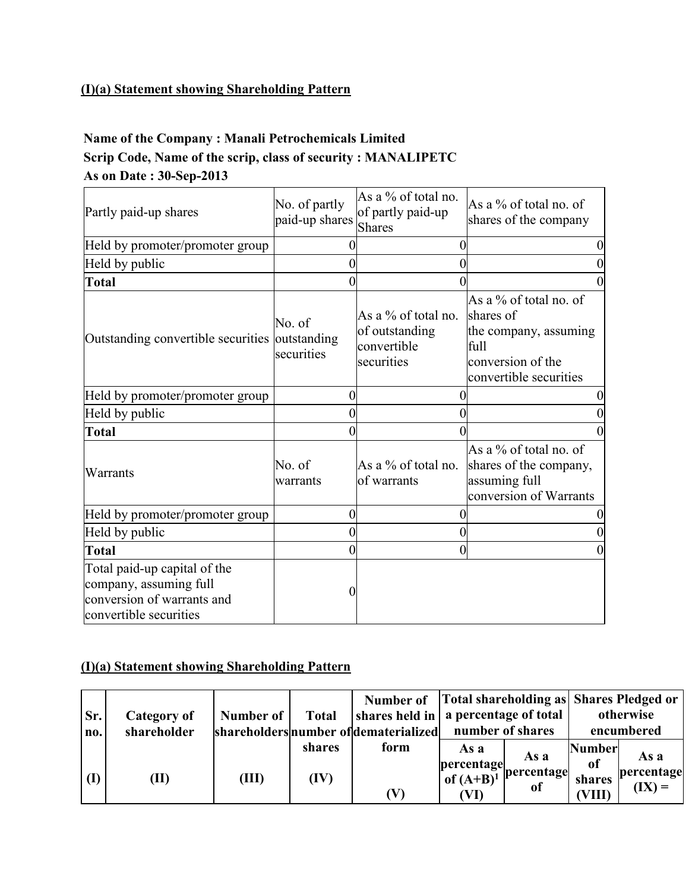**(I)(a) Statement showing Shareholding Pattern**

**Name of the Company : Manali Petrochemicals Limited**
**Scrip Code, Name of the scrip, class of security : MANALIPETC**
**As on Date : 30-Sep-2013**

| Partly paid-up shares | No. of partly paid-up shares | As a % of total no. of partly paid-up Shares | As a % of total no. of shares of the company |
|---|---|---|---|
| Held by promoter/promoter group | 0 | 0 | 0 |
| Held by public | 0 | 0 | 0 |
| **Total** | 0 | 0 | 0 |
| Outstanding convertible securities | No. of outstanding securities | As a % of total no. of outstanding convertible securities | As a % of total no. of shares of the company, assuming full conversion of the convertible securities |
| Held by promoter/promoter group | 0 | 0 | 0 |
| Held by public | 0 | 0 | 0 |
| **Total** | 0 | 0 | 0 |
| Warrants | No. of warrants | As a % of total no. of warrants | As a % of total no. of shares of the company, assuming full conversion of Warrants |
| Held by promoter/promoter group | 0 | 0 | 0 |
| Held by public | 0 | 0 | 0 |
| **Total** | 0 | 0 | 0 |
| Total paid-up capital of the company, assuming full conversion of warrants and convertible securities | 0 | | |

**(I)(a) Statement showing Shareholding Pattern**

| Sr. no. | Category of shareholder | Number of shareholders | Total number of shares | Number of shares held in dematerialized form | Total shareholding as a percentage of total number of shares | | Shares Pledged or otherwise encumbered | |
|---|---|---|---|---|---|---|---|---|
| | | | | | As a percentage of (A+B)[1] | As a percentage of | Number of shares | As a percentage |
| (I) | (II) | (III) | (IV) | (V) | (VI) | | (VIII) | (IX) = |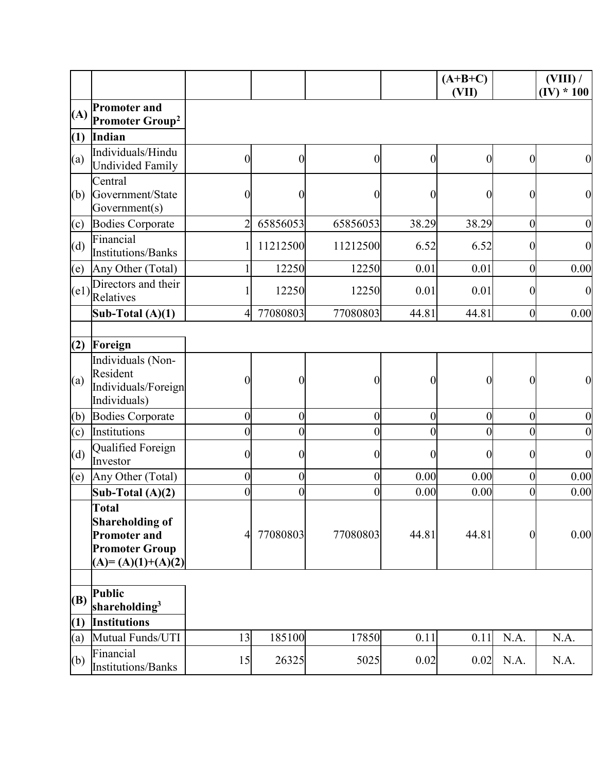| | | | | | | (A+B+C) (VII) | | (VIII) / (IV) * 100 |
|---|---|---|---|---|---|---|---|---|
| **(A)** | **Promoter and Promoter Group[2]** | | | | | | | |
| **(1)** | **Indian** | | | | | | | |
| (a) | Individuals/Hindu Undivided Family | 0 | 0 | 0 | 0 | 0 | 0 | 0 |
| (b) | Central Government/State Government(s) | 0 | 0 | 0 | 0 | 0 | 0 | 0 |
| (c) | Bodies Corporate | 2 | 65856053 | 65856053 | 38.29 | 38.29 | 0 | 0 |
| (d) | Financial Institutions/Banks | 1 | 11212500 | 11212500 | 6.52 | 6.52 | 0 | 0 |
| (e) | Any Other (Total) | 1 | 12250 | 12250 | 0.01 | 0.01 | 0 | 0.00 |
| (e1) | Directors and their Relatives | 1 | 12250 | 12250 | 0.01 | 0.01 | 0 | 0 |
| | **Sub-Total (A)(1)** | 4 | 77080803 | 77080803 | 44.81 | 44.81 | 0 | 0.00 |
| | | | | | | | | |
| **(2)** | **Foreign** | | | | | | | |
| (a) | Individuals (Non-Resident Individuals/Foreign Individuals) | 0 | 0 | 0 | 0 | 0 | 0 | 0 |
| (b) | Bodies Corporate | 0 | 0 | 0 | 0 | 0 | 0 | 0 |
| (c) | Institutions | 0 | 0 | 0 | 0 | 0 | 0 | 0 |
| (d) | Qualified Foreign Investor | 0 | 0 | 0 | 0 | 0 | 0 | 0 |
| (e) | Any Other (Total) | 0 | 0 | 0 | 0.00 | 0.00 | 0 | 0.00 |
| | **Sub-Total (A)(2)** | 0 | 0 | 0 | 0.00 | 0.00 | 0 | 0.00 |
| | **Total Shareholding of Promoter and Promoter Group (A)= (A)(1)+(A)(2)** | 4 | 77080803 | 77080803 | 44.81 | 44.81 | 0 | 0.00 |
| | | | | | | | | |
| **(B)** | **Public shareholding[3]** | | | | | | | |
| **(1)** | **Institutions** | | | | | | | |
| (a) | Mutual Funds/UTI | 13 | 185100 | 17850 | 0.11 | 0.11 | N.A. | N.A. |
| (b) | Financial Institutions/Banks | 15 | 26325 | 5025 | 0.02 | 0.02 | N.A. | N.A. |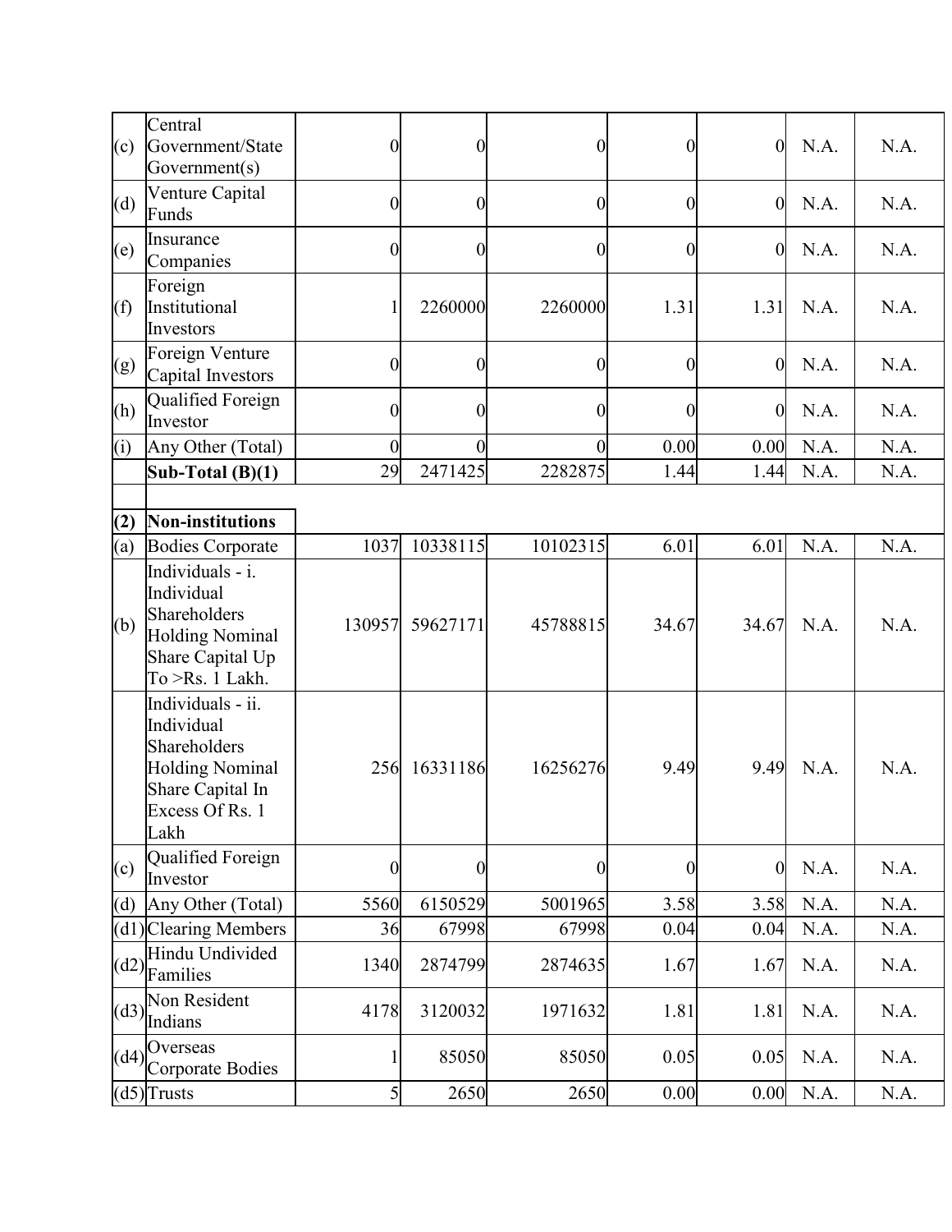| (c) | Central Government/State Government(s) | 0 | 0 | 0 | 0 | 0 | N.A. | N.A. |
|---|---|---|---|---|---|---|---|---|
| (d) | Venture Capital Funds | 0 | 0 | 0 | 0 | 0 | N.A. | N.A. |
| (e) | Insurance Companies | 0 | 0 | 0 | 0 | 0 | N.A. | N.A. |
| (f) | Foreign Institutional Investors | 1 | 2260000 | 2260000 | 1.31 | 1.31 | N.A. | N.A. |
| (g) | Foreign Venture Capital Investors | 0 | 0 | 0 | 0 | 0 | N.A. | N.A. |
| (h) | Qualified Foreign Investor | 0 | 0 | 0 | 0 | 0 | N.A. | N.A. |
| (i) | Any Other (Total) | 0 | 0 | 0 | 0.00 | 0.00 | N.A. | N.A. |
| | **Sub-Total (B)(1)** | 29 | 2471425 | 2282875 | 1.44 | 1.44 | N.A. | N.A. |
| | | | | | | | | |
| **(2)** | **Non-institutions** | | | | | | | |
| (a) | Bodies Corporate | 1037 | 10338115 | 10102315 | 6.01 | 6.01 | N.A. | N.A. |
| (b) | Individuals - i. Individual Shareholders Holding Nominal Share Capital Up To >Rs. 1 Lakh. | 130957 | 59627171 | 45788815 | 34.67 | 34.67 | N.A. | N.A. |
| | Individuals - ii. Individual Shareholders Holding Nominal Share Capital In Excess Of Rs. 1 Lakh | 256 | 16331186 | 16256276 | 9.49 | 9.49 | N.A. | N.A. |
| (c) | Qualified Foreign Investor | 0 | 0 | 0 | 0 | 0 | N.A. | N.A. |
| (d) | Any Other (Total) | 5560 | 6150529 | 5001965 | 3.58 | 3.58 | N.A. | N.A. |
| (d1) | Clearing Members | 36 | 67998 | 67998 | 0.04 | 0.04 | N.A. | N.A. |
| (d2) | Hindu Undivided Families | 1340 | 2874799 | 2874635 | 1.67 | 1.67 | N.A. | N.A. |
| (d3) | Non Resident Indians | 4178 | 3120032 | 1971632 | 1.81 | 1.81 | N.A. | N.A. |
| (d4) | Overseas Corporate Bodies | 1 | 85050 | 85050 | 0.05 | 0.05 | N.A. | N.A. |
| (d5) | Trusts | 5 | 2650 | 2650 | 0.00 | 0.00 | N.A. | N.A. |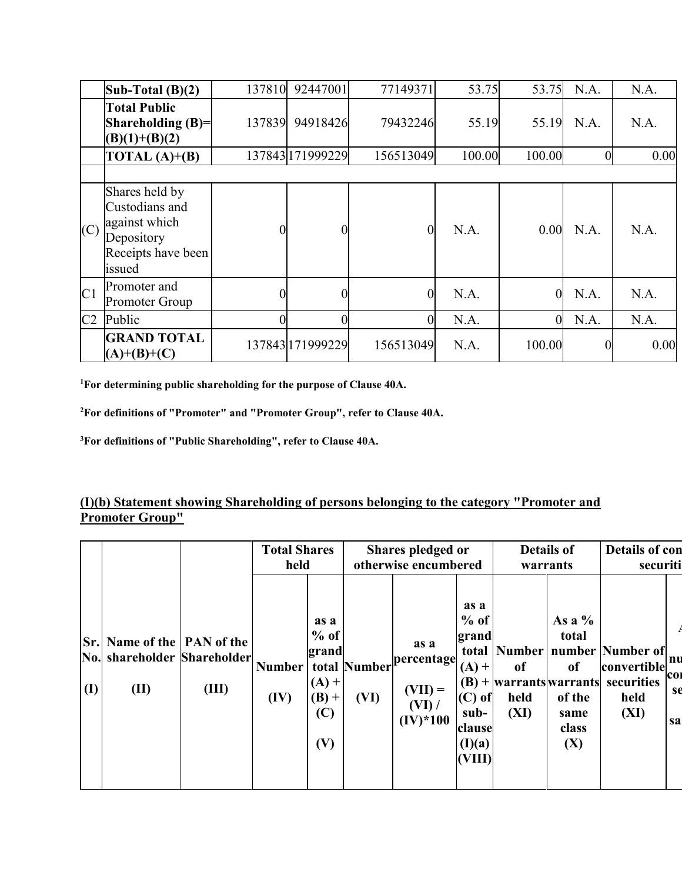|  | Sub-Total (B)(2) | 137810 | 92447001 | 77149371 | 53.75 | 53.75 | N.A. | N.A. |
|---|---|---|---|---|---|---|---|---|
|  | **Total Public Shareholding (B)= (B)(1)+(B)(2)** | 137839 | 94918426 | 79432246 | 55.19 | 55.19 | N.A. | N.A. |
|  | **TOTAL (A)+(B)** | 137843 | 171999229 | 156513049 | 100.00 | 100.00 | 0 | 0.00 |
|  |  |  |  |  |  |  |  |  |
| (C) | Shares held by Custodians and against which Depository Receipts have been issued | 0 | 0 | 0 | N.A. | 0.00 | N.A. | N.A. |
| C1 | Promoter and Promoter Group | 0 | 0 | 0 | N.A. | 0 | N.A. | N.A. |
| C2 | Public | 0 | 0 | 0 | N.A. | 0 | N.A. | N.A. |
|  | **GRAND TOTAL (A)+(B)+(C)** | 137843 | 171999229 | 156513049 | N.A. | 100.00 | 0 | 0.00 |

**[1]For determining public shareholding for the purpose of Clause 40A.**

**[2]For definitions of "Promoter" and "Promoter Group", refer to Clause 40A.**

**[3]For definitions of "Public Shareholding", refer to Clause 40A.**

## (I)(b) Statement showing Shareholding of persons belonging to the category "Promoter and Promoter Group"

|  |  |  | Total Shares held |  | Shares pledged or otherwise encumbered |  |  | Details of warrants |  | Details of con securiti |  |
|---|---|---|---|---|---|---|---|---|---|---|---|
| Sr. No. (I) | Name of the shareholder (II) | PAN of the Shareholder (III) | Number (IV) | as a % of grand total (A) + (B) + (C) (V) | Number (VI) | as a percentage (VII) = (VI) / (IV)*100 | as a % of grand total (A) + (B) + (C) of sub-clause (I)(a) (VIII) | Number of warrants held (XI) | As a % total number of warrants of the same class (X) | Number of convertible securities held (XI) | A nu con se sa |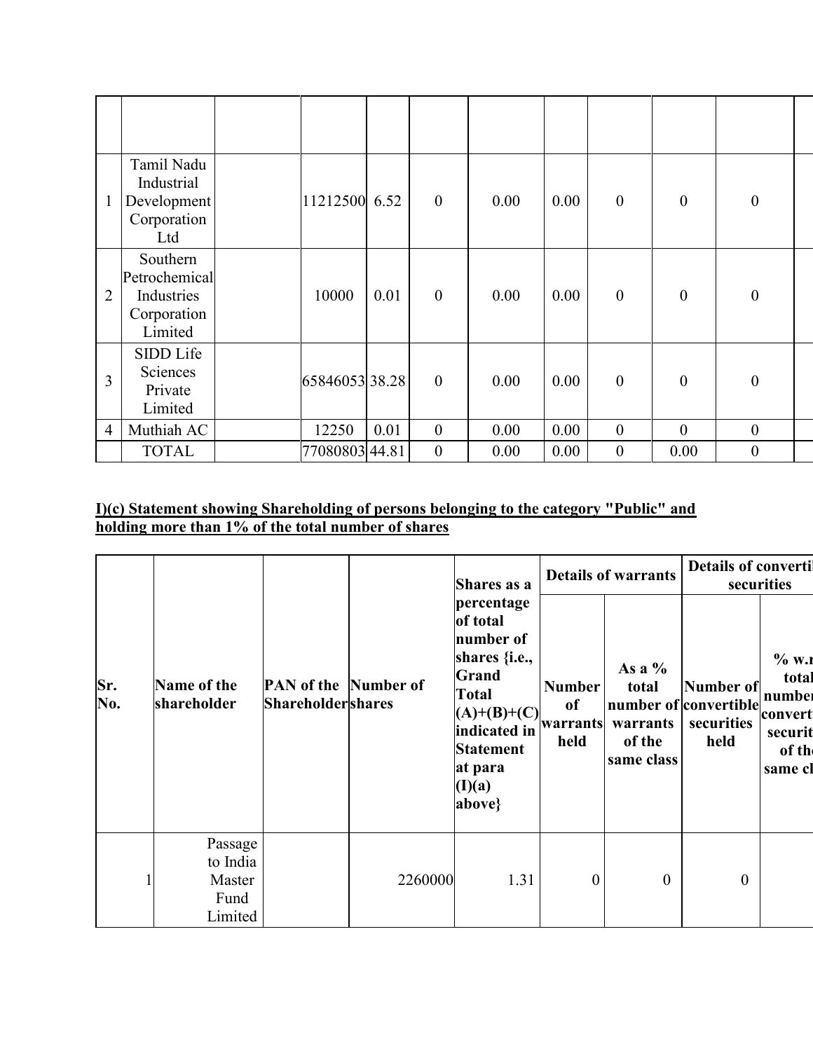| | | | | | | | | | | | |
|---|---|---|---|---|---|---|---|---|---|---|---|
| 1 | Tamil Nadu Industrial Development Corporation Ltd | | 11212500 | 6.52 | 0 | 0.00 | 0.00 | 0 | 0 | 0 | |
| 2 | Southern Petrochemical Industries Corporation Limited | | 10000 | 0.01 | 0 | 0.00 | 0.00 | 0 | 0 | 0 | |
| 3 | SIDD Life Sciences Private Limited | | 65846053 | 38.28 | 0 | 0.00 | 0.00 | 0 | 0 | 0 | |
| 4 | Muthiah AC | | 12250 | 0.01 | 0 | 0.00 | 0.00 | 0 | 0 | 0 | |
| | TOTAL | | 77080803 | 44.81 | 0 | 0.00 | 0.00 | 0 | 0.00 | 0 | |

**I)(c) Statement showing Shareholding of persons belonging to the category "Public" and holding more than 1% of the total number of shares**

| Sr. No. | Name of the shareholder | PAN of the Shareholder | Number of shares | Shares as a percentage of total number of shares {i.e., Grand Total (A)+(B)+(C) indicated in Statement at para (I)(a) above} | Details of warrants | | Details of converti securities | |
|---|---|---|---|---|---|---|---|---|
| | | | | | Number of warrants held | As a % total number of warrants of the same class | Number of convertible securities held | % w.r total number convert securit of the same cl |
| 1 | Passage to India Master Fund Limited | | 2260000 | 1.31 | 0 | 0 | 0 | |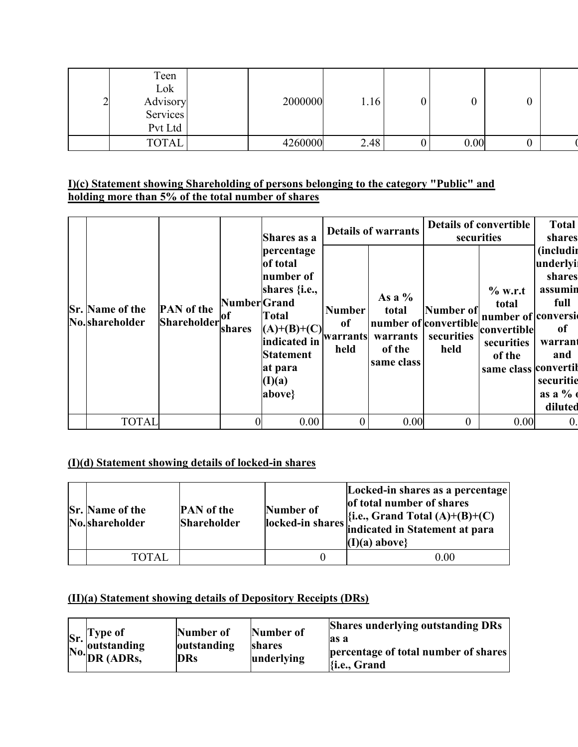| 2 | Teen Lok Advisory Services Pvt Ltd | | 2000000 | 1.16 | 0 | 0 | 0 | |
|---|---|---|---|---|---|---|---|---|
| | TOTAL | | 4260000 | 2.48 | 0 | 0.00 | 0 | ( |

**I)(c) Statement showing Shareholding of persons belonging to the category "Public" and holding more than 5% of the total number of shares**

| Sr. No. | Name of the shareholder | PAN of the Shareholder | Number of shares | Shares as a percentage of total number of shares {i.e., Grand Total (A)+(B)+(C) indicated in Statement at para (I)(a) above} | Details of warrants | | Details of convertible securities | | Total shares (includin underlyi shares assumin full conversi of warrant and convertib securitie as a % o diluted |
|---|---|---|---|---|---|---|---|---|---|
| | | | | | Number of warrants held | As a % total number of warrants of the same class | Number of convertible securities held | % w.r.t total number of convertible securities of the same class | |
| | TOTAL | | 0 | 0.00 | 0 | 0.00 | 0 | 0.00 | 0. |

**(I)(d) Statement showing details of locked-in shares**

| Sr. No. | Name of the shareholder | PAN of the Shareholder | Number of locked-in shares | Locked-in shares as a percentage of total number of shares {i.e., Grand Total (A)+(B)+(C) indicated in Statement at para (I)(a) above} |
|---|---|---|---|---|
| | TOTAL | | 0 | 0.00 |

**(II)(a) Statement showing details of Depository Receipts (DRs)**

| Sr. No. | Type of outstanding DR (ADRs, | Number of outstanding DRs | Number of shares underlying | Shares underlying outstanding DRs as a percentage of total number of shares {i.e., Grand |
|---|---|---|---|---|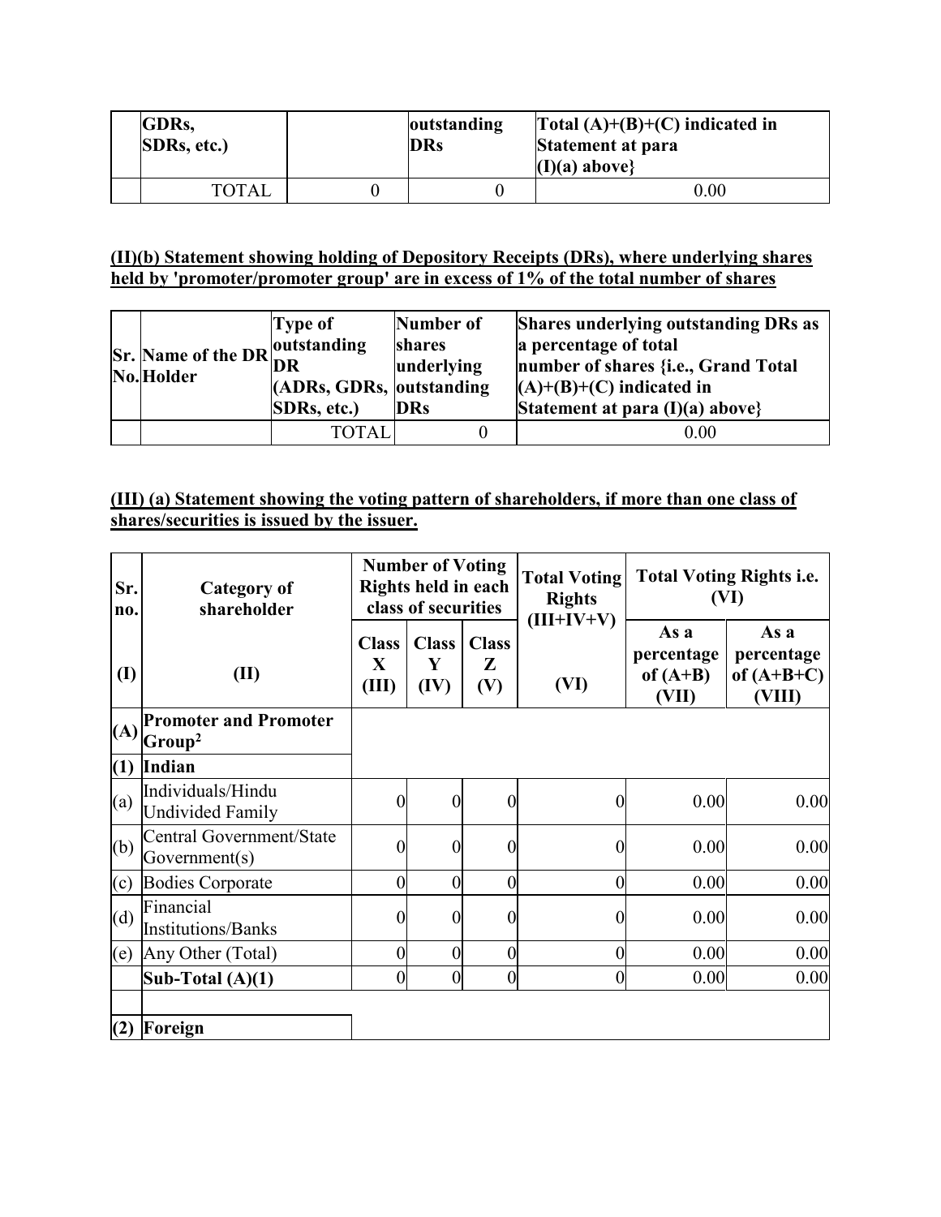| | GDRs, SDRs, etc.) | | outstanding DRs | Total (A)+(B)+(C) indicated in Statement at para (I)(a) above} |
|---|---|---|---|---|
| | TOTAL | 0 | 0 | 0.00 |

**(II)(b) Statement showing holding of Depository Receipts (DRs), where underlying shares held by 'promoter/promoter group' are in excess of 1% of the total number of shares**

| Sr. No. | Name of the DR Holder | Type of outstanding DR (ADRs, GDRs, SDRs, etc.) | Number of shares underlying outstanding DRs | Shares underlying outstanding DRs as a percentage of total number of shares {i.e., Grand Total (A)+(B)+(C) indicated in Statement at para (I)(a) above} |
|---|---|---|---|---|
| | | TOTAL | 0 | 0.00 |

**(III) (a) Statement showing the voting pattern of shareholders, if more than one class of shares/securities is issued by the issuer.**

| Sr. no. | Category of shareholder | Number of Voting Rights held in each class of securities | | | Total Voting Rights (III+IV+V) | Total Voting Rights i.e. (VI) | |
|---|---|---|---|---|---|---|---|
| | | Class X | Class Y | Class Z | | As a percentage of (A+B) | As a percentage of (A+B+C) |
| (I) | (II) | (III) | (IV) | (V) | (VI) | (VII) | (VIII) |
| (A) | **Promoter and Promoter Group[2]** | | | | | | |
| (1) | **Indian** | | | | | | |
| (a) | Individuals/Hindu Undivided Family | 0 | 0 | 0 | 0 | 0.00 | 0.00 |
| (b) | Central Government/State Government(s) | 0 | 0 | 0 | 0 | 0.00 | 0.00 |
| (c) | Bodies Corporate | 0 | 0 | 0 | 0 | 0.00 | 0.00 |
| (d) | Financial Institutions/Banks | 0 | 0 | 0 | 0 | 0.00 | 0.00 |
| (e) | Any Other (Total) | 0 | 0 | 0 | 0 | 0.00 | 0.00 |
| | **Sub-Total (A)(1)** | 0 | 0 | 0 | 0 | 0.00 | 0.00 |
| | | | | | | | |
| (2) | **Foreign** | | | | | | |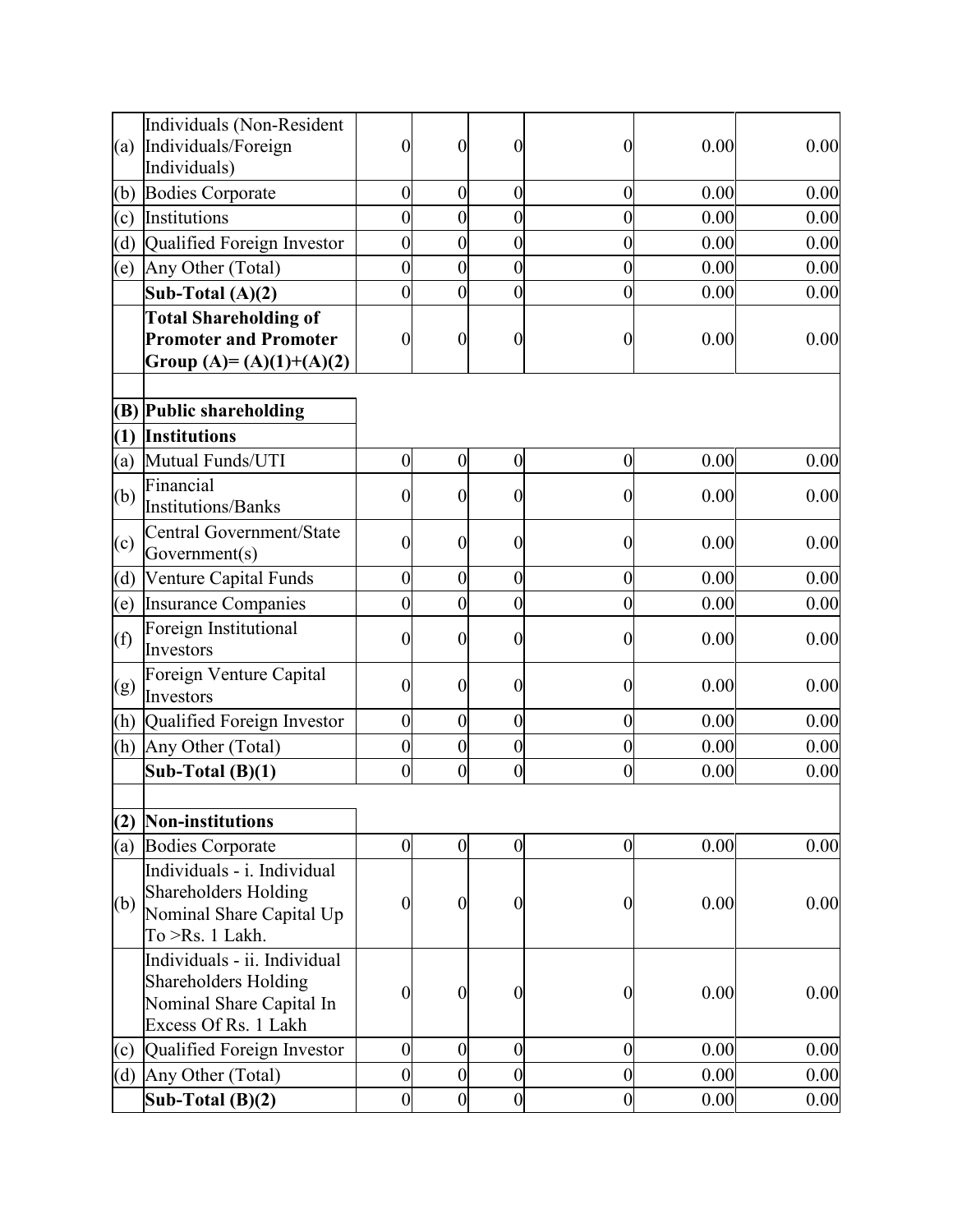| | | | | | | | |
|---|---|---|---|---|---|---|---|
| (a) | Individuals (Non-Resident Individuals/Foreign Individuals) | 0 | 0 | 0 | 0 | 0.00 | 0.00 |
| (b) | Bodies Corporate | 0 | 0 | 0 | 0 | 0.00 | 0.00 |
| (c) | Institutions | 0 | 0 | 0 | 0 | 0.00 | 0.00 |
| (d) | Qualified Foreign Investor | 0 | 0 | 0 | 0 | 0.00 | 0.00 |
| (e) | Any Other (Total) | 0 | 0 | 0 | 0 | 0.00 | 0.00 |
| | **Sub-Total (A)(2)** | 0 | 0 | 0 | 0 | 0.00 | 0.00 |
| | **Total Shareholding of Promoter and Promoter Group (A)= (A)(1)+(A)(2)** | 0 | 0 | 0 | 0 | 0.00 | 0.00 |
| | | | | | | | |
| **(B)** | **Public shareholding** | | | | | | |
| **(1)** | **Institutions** | | | | | | |
| (a) | Mutual Funds/UTI | 0 | 0 | 0 | 0 | 0.00 | 0.00 |
| (b) | Financial Institutions/Banks | 0 | 0 | 0 | 0 | 0.00 | 0.00 |
| (c) | Central Government/State Government(s) | 0 | 0 | 0 | 0 | 0.00 | 0.00 |
| (d) | Venture Capital Funds | 0 | 0 | 0 | 0 | 0.00 | 0.00 |
| (e) | Insurance Companies | 0 | 0 | 0 | 0 | 0.00 | 0.00 |
| (f) | Foreign Institutional Investors | 0 | 0 | 0 | 0 | 0.00 | 0.00 |
| (g) | Foreign Venture Capital Investors | 0 | 0 | 0 | 0 | 0.00 | 0.00 |
| (h) | Qualified Foreign Investor | 0 | 0 | 0 | 0 | 0.00 | 0.00 |
| (h) | Any Other (Total) | 0 | 0 | 0 | 0 | 0.00 | 0.00 |
| | **Sub-Total (B)(1)** | 0 | 0 | 0 | 0 | 0.00 | 0.00 |
| | | | | | | | |
| **(2)** | **Non-institutions** | | | | | | |
| (a) | Bodies Corporate | 0 | 0 | 0 | 0 | 0.00 | 0.00 |
| (b) | Individuals - i. Individual Shareholders Holding Nominal Share Capital Up To >Rs. 1 Lakh. | 0 | 0 | 0 | 0 | 0.00 | 0.00 |
| | Individuals - ii. Individual Shareholders Holding Nominal Share Capital In Excess Of Rs. 1 Lakh | 0 | 0 | 0 | 0 | 0.00 | 0.00 |
| (c) | Qualified Foreign Investor | 0 | 0 | 0 | 0 | 0.00 | 0.00 |
| (d) | Any Other (Total) | 0 | 0 | 0 | 0 | 0.00 | 0.00 |
| | **Sub-Total (B)(2)** | 0 | 0 | 0 | 0 | 0.00 | 0.00 |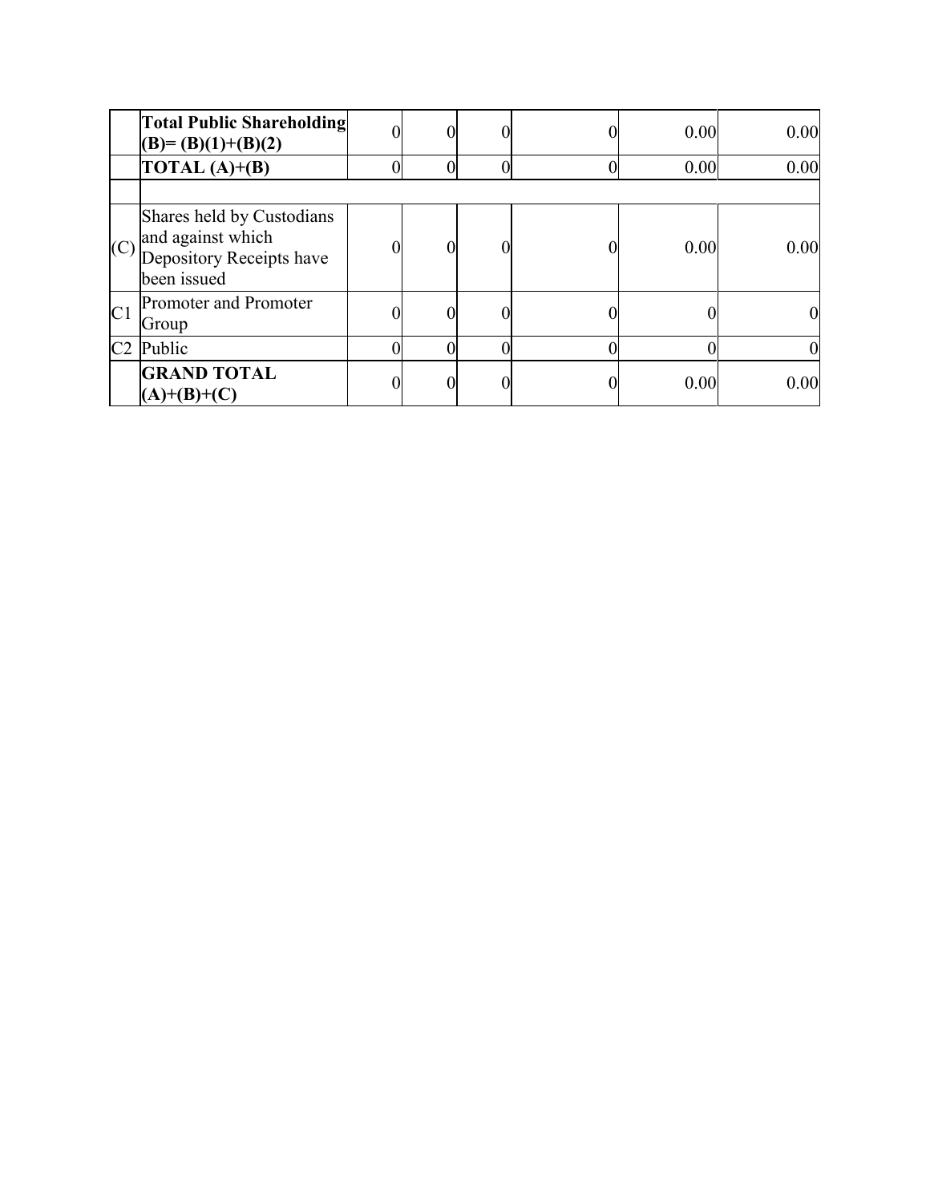| | | | | | | | |
|---|---|---|---|---|---|---|---|
| | **Total Public Shareholding (B)= (B)(1)+(B)(2)** | 0 | 0 | 0 | 0 | 0.00 | 0.00 |
| | **TOTAL (A)+(B)** | 0 | 0 | 0 | 0 | 0.00 | 0.00 |
| | | | | | | | |
| (C) | Shares held by Custodians and against which Depository Receipts have been issued | 0 | 0 | 0 | 0 | 0.00 | 0.00 |
| C1 | Promoter and Promoter Group | 0 | 0 | 0 | 0 | 0 | 0 |
| C2 | Public | 0 | 0 | 0 | 0 | 0 | 0 |
| | **GRAND TOTAL (A)+(B)+(C)** | 0 | 0 | 0 | 0 | 0.00 | 0.00 |